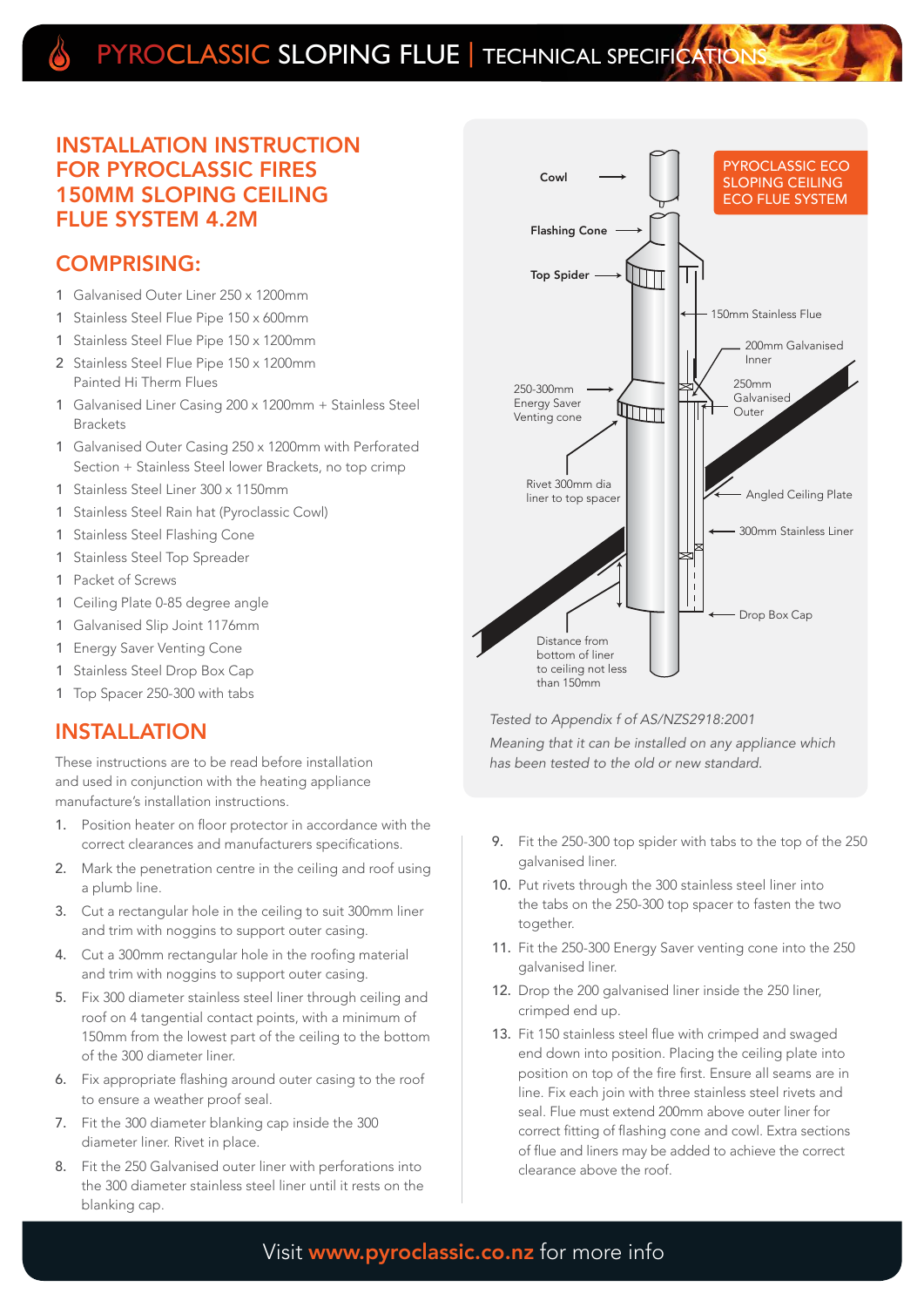# PYROCLASSIC SLOPING FLUE | TECHNICAL SPECIFICATIONS

## INSTALLATION INSTRUCTION FOR PYROCLASSIC FIRES 150MM SLOPING CEILING FLUE SYSTEM 4.2M

## COMPRISING:

- 1 Galvanised Outer Liner 250 x 1200mm
- 1 Stainless Steel Flue Pipe 150 x 600mm
- 1 Stainless Steel Flue Pipe 150 x 1200mm
- 2 Stainless Steel Flue Pipe 150 x 1200mm Painted Hi Therm Flues
- 1 Galvanised Liner Casing 200 x 1200mm + Stainless Steel Brackets
- 1 Galvanised Outer Casing 250 x 1200mm with Perforated Section + Stainless Steel lower Brackets, no top crimp
- 1 Stainless Steel Liner 300 x 1150mm
- 1 Stainless Steel Rain hat (Pyroclassic Cowl)
- 1 Stainless Steel Flashing Cone
- 1 Stainless Steel Top Spreader
- 1 Packet of Screws
- 1 Ceiling Plate 0-85 degree angle
- 1 Galvanised Slip Joint 1176mm
- 1 Energy Saver Venting Cone
- 1 Stainless Steel Drop Box Cap
- 1 Top Spacer 250-300 with tabs

## INSTALLATION

These instructions are to be read before installation and used in conjunction with the heating appliance manufacture's installation instructions.

1. Position heater on floor protector in accordance with the correct clearances and manufacturers specifications.
2. Mark the penetration centre in the ceiling and roof using a plumb line.
3. Cut a rectangular hole in the ceiling to suit 300mm liner and trim with noggins to support outer casing.
4. Cut a 300mm rectangular hole in the roofing material and trim with noggins to support outer casing.
5. Fix 300 diameter stainless steel liner through ceiling and roof on 4 tangential contact points, with a minimum of 150mm from the lowest part of the ceiling to the bottom of the 300 diameter liner.
6. Fix appropriate flashing around outer casing to the roof to ensure a weather proof seal.
7. Fit the 300 diameter blanking cap inside the 300 diameter liner. Rivet in place.
8. Fit the 250 Galvanised outer liner with perforations into the 300 diameter stainless steel liner until it rests on the blanking cap.

PYROCLASSIC ECO SLOPING CEILING ECO FLUE SYSTEM

Cowl
Flashing Cone
Top Spider
150mm Stainless Flue
200mm Galvanised Inner
250mm Galvanised Outer
250-300mm Energy Saver Venting cone
Rivet 300mm dia liner to top spacer
Angled Ceiling Plate
300mm Stainless Liner
Drop Box Cap
Distance from bottom of liner to ceiling not less than 150mm

*Tested to Appendix f of AS/NZS2918:2001*

*Meaning that it can be installed on any appliance which has been tested to the old or new standard.*

9. Fit the 250-300 top spider with tabs to the top of the 250 galvanised liner.
10. Put rivets through the 300 stainless steel liner into the tabs on the 250-300 top spacer to fasten the two together.
11. Fit the 250-300 Energy Saver venting cone into the 250 galvanised liner.
12. Drop the 200 galvanised liner inside the 250 liner, crimped end up.
13. Fit 150 stainless steel flue with crimped and swaged end down into position. Placing the ceiling plate into position on top of the fire first. Ensure all seams are in line. Fix each join with three stainless steel rivets and seal. Flue must extend 200mm above outer liner for correct fitting of flashing cone and cowl. Extra sections of flue and liners may be added to achieve the correct clearance above the roof.

Visit **www.pyroclassic.co.nz** for more info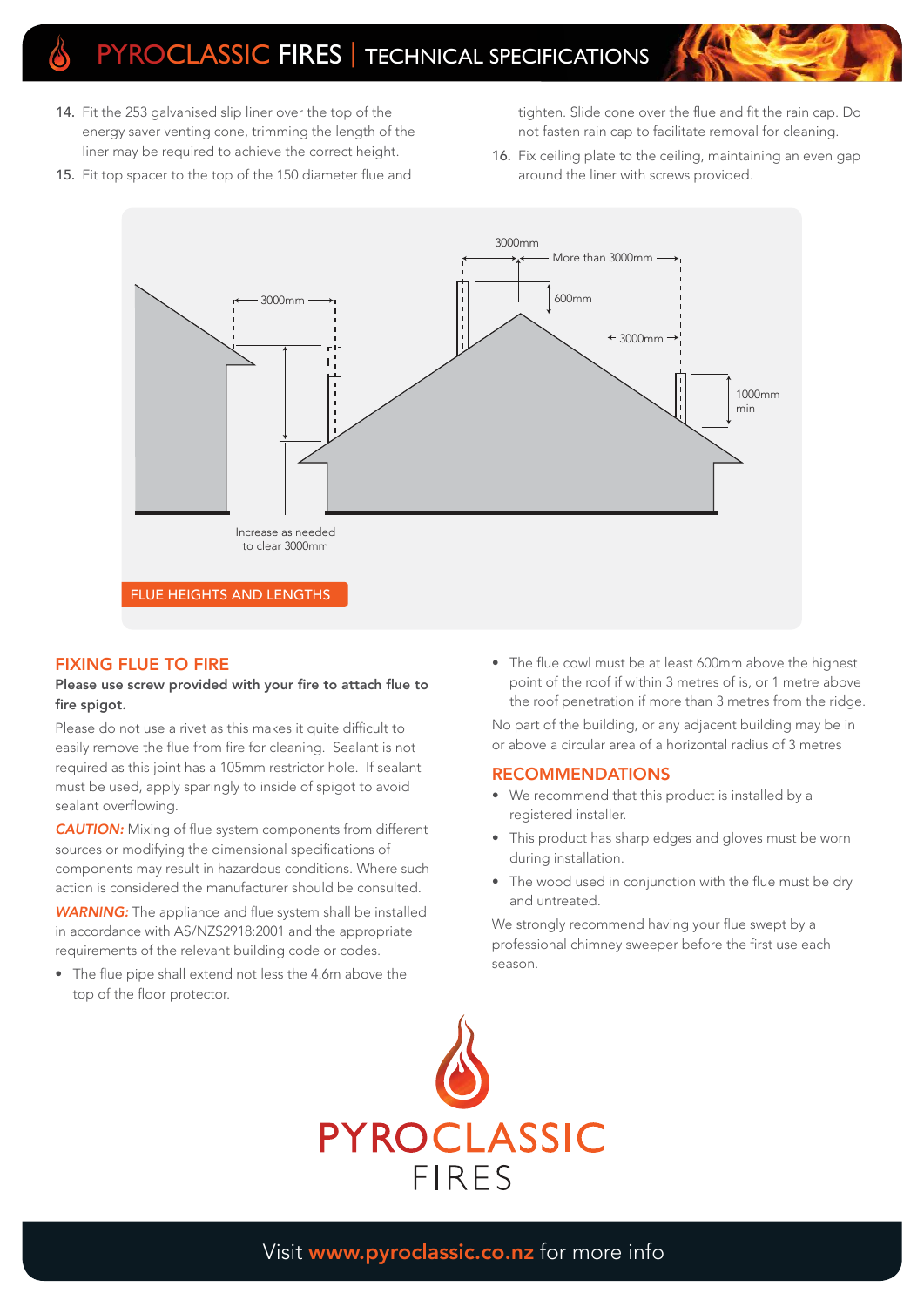14. Fit the 253 galvanised slip liner over the top of the energy saver venting cone, trimming the length of the liner may be required to achieve the correct height.
15. Fit top spacer to the top of the 150 diameter flue and tighten. Slide cone over the flue and fit the rain cap. Do not fasten rain cap to facilitate removal for cleaning.
16. Fix ceiling plate to the ceiling, maintaining an even gap around the liner with screws provided.

3000mm
More than 3000mm
3000mm
600mm
3000mm
1000mm min
Increase as needed to clear 3000mm

FLUE HEIGHTS AND LENGTHS

## FIXING FLUE TO FIRE

**Please use screw provided with your fire to attach flue to fire spigot.**

Please do not use a rivet as this makes it quite difficult to easily remove the flue from fire for cleaning. Sealant is not required as this joint has a 105mm restrictor hole. If sealant must be used, apply sparingly to inside of spigot to avoid sealant overflowing.

***CAUTION:*** Mixing of flue system components from different sources or modifying the dimensional specifications of components may result in hazardous conditions. Where such action is considered the manufacturer should be consulted.

***WARNING:*** The appliance and flue system shall be installed in accordance with AS/NZS2918:2001 and the appropriate requirements of the relevant building code or codes.

- The flue pipe shall extend not less the 4.6m above the top of the floor protector.
- The flue cowl must be at least 600mm above the highest point of the roof if within 3 metres of is, or 1 metre above the roof penetration if more than 3 metres from the ridge.

No part of the building, or any adjacent building may be in or above a circular area of a horizontal radius of 3 metres

## RECOMMENDATIONS

- We recommend that this product is installed by a registered installer.
- This product has sharp edges and gloves must be worn during installation.
- The wood used in conjunction with the flue must be dry and untreated.

We strongly recommend having your flue swept by a professional chimney sweeper before the first use each season.

PYROCLASSIC FIRES

Visit **www.pyroclassic.co.nz** for more info